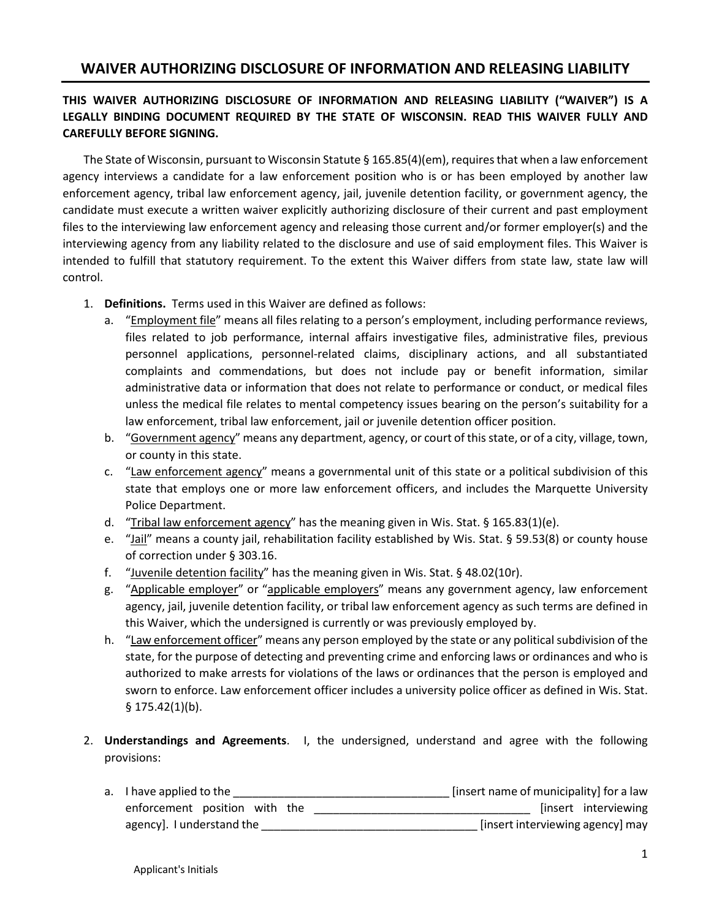# WAIVER AUTHORIZING DISCLOSURE OF INFORMATION AND RELEASING LIABILITY

**THIS WAIVER AUTHORIZING DISCLOSURE OF INFORMATION AND RELEASING LIABILITY ("WAIVER") IS A LEGALLY BINDING DOCUMENT REQUIRED BY THE STATE OF WISCONSIN. READ THIS WAIVER FULLY AND CAREFULLY BEFORE SIGNING.**

The State of Wisconsin, pursuant to Wisconsin Statute § 165.85(4)(em), requires that when a law enforcement agency interviews a candidate for a law enforcement position who is or has been employed by another law enforcement agency, tribal law enforcement agency, jail, juvenile detention facility, or government agency, the candidate must execute a written waiver explicitly authorizing disclosure of their current and past employment files to the interviewing law enforcement agency and releasing those current and/or former employer(s) and the interviewing agency from any liability related to the disclosure and use of said employment files. This Waiver is intended to fulfill that statutory requirement. To the extent this Waiver differs from state law, state law will control.

1. **Definitions.** Terms used in this Waiver are defined as follows:
   a. "Employment file" means all files relating to a person's employment, including performance reviews, files related to job performance, internal affairs investigative files, administrative files, previous personnel applications, personnel-related claims, disciplinary actions, and all substantiated complaints and commendations, but does not include pay or benefit information, similar administrative data or information that does not relate to performance or conduct, or medical files unless the medical file relates to mental competency issues bearing on the person's suitability for a law enforcement, tribal law enforcement, jail or juvenile detention officer position.
   b. "Government agency" means any department, agency, or court of this state, or of a city, village, town, or county in this state.
   c. "Law enforcement agency" means a governmental unit of this state or a political subdivision of this state that employs one or more law enforcement officers, and includes the Marquette University Police Department.
   d. "Tribal law enforcement agency" has the meaning given in Wis. Stat. § 165.83(1)(e).
   e. "Jail" means a county jail, rehabilitation facility established by Wis. Stat. § 59.53(8) or county house of correction under § 303.16.
   f. "Juvenile detention facility" has the meaning given in Wis. Stat. § 48.02(10r).
   g. "Applicable employer" or "applicable employers" means any government agency, law enforcement agency, jail, juvenile detention facility, or tribal law enforcement agency as such terms are defined in this Waiver, which the undersigned is currently or was previously employed by.
   h. "Law enforcement officer" means any person employed by the state or any political subdivision of the state, for the purpose of detecting and preventing crime and enforcing laws or ordinances and who is authorized to make arrests for violations of the laws or ordinances that the person is employed and sworn to enforce. Law enforcement officer includes a university police officer as defined in Wis. Stat. § 175.42(1)(b).

2. **Understandings and Agreements**. I, the undersigned, understand and agree with the following provisions:

   a. I have applied to the __________________________________ [insert name of municipality] for a law enforcement position with the __________________________________ [insert interviewing agency]. I understand the __________________________________ [insert interviewing agency] may

Applicant's Initials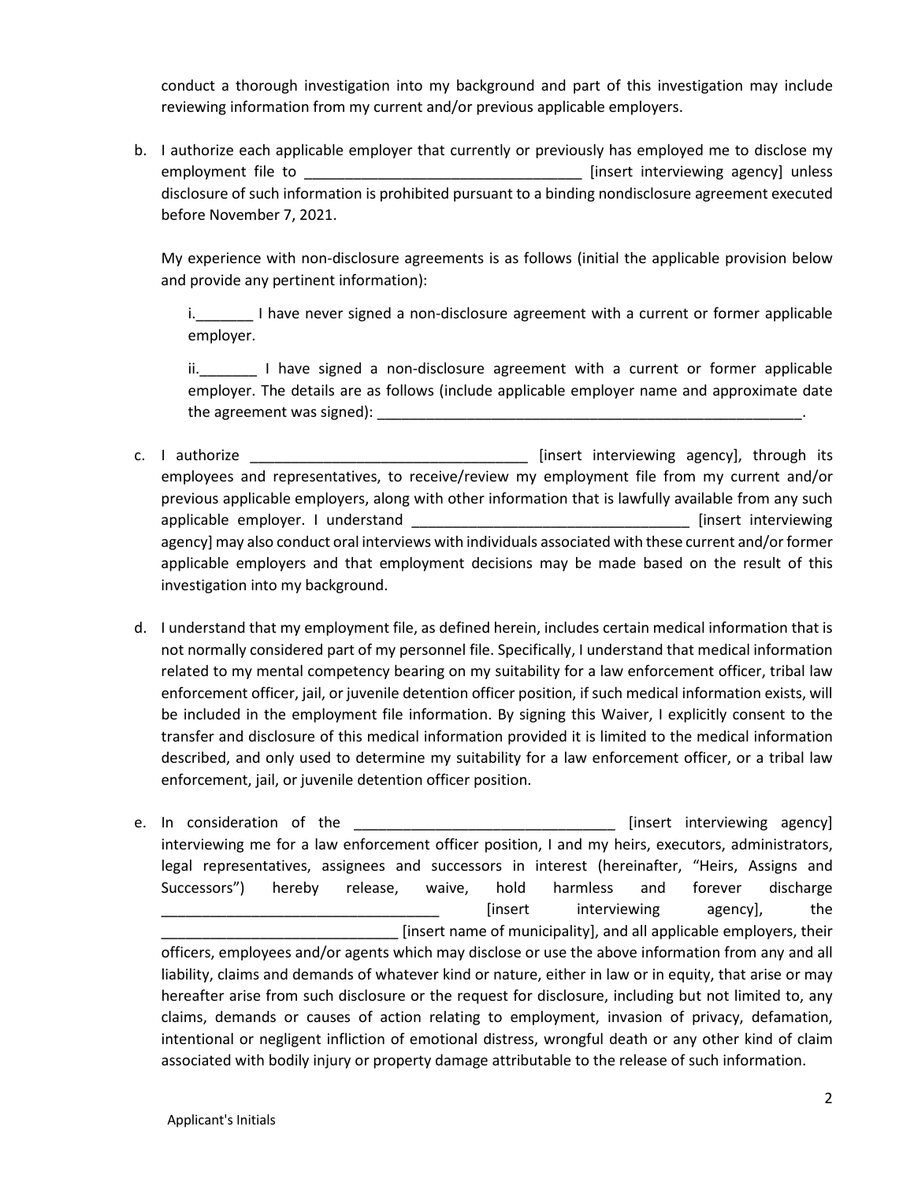conduct a thorough investigation into my background and part of this investigation may include reviewing information from my current and/or previous applicable employers.

b. I authorize each applicable employer that currently or previously has employed me to disclose my employment file to __________________________________ [insert interviewing agency] unless disclosure of such information is prohibited pursuant to a binding nondisclosure agreement executed before November 7, 2021.

   My experience with non-disclosure agreements is as follows (initial the applicable provision below and provide any pertinent information):

   i._______ I have never signed a non-disclosure agreement with a current or former applicable employer.

   ii._______ I have signed a non-disclosure agreement with a current or former applicable employer. The details are as follows (include applicable employer name and approximate date the agreement was signed): ______________________________________________________.

c. I authorize __________________________________ [insert interviewing agency], through its employees and representatives, to receive/review my employment file from my current and/or previous applicable employers, along with other information that is lawfully available from any such applicable employer. I understand _________________________________ [insert interviewing agency] may also conduct oral interviews with individuals associated with these current and/or former applicable employers and that employment decisions may be made based on the result of this investigation into my background.

d. I understand that my employment file, as defined herein, includes certain medical information that is not normally considered part of my personnel file. Specifically, I understand that medical information related to my mental competency bearing on my suitability for a law enforcement officer, tribal law enforcement officer, jail, or juvenile detention officer position, if such medical information exists, will be included in the employment file information. By signing this Waiver, I explicitly consent to the transfer and disclosure of this medical information provided it is limited to the medical information described, and only used to determine my suitability for a law enforcement officer, or a tribal law enforcement, jail, or juvenile detention officer position.

e. In consideration of the _______________________________ [insert interviewing agency] interviewing me for a law enforcement officer position, I and my heirs, executors, administrators, legal representatives, assignees and successors in interest (hereinafter, "Heirs, Assigns and Successors") hereby release, waive, hold harmless and forever discharge __________________________________ [insert interviewing agency], the _____________________________ [insert name of municipality], and all applicable employers, their officers, employees and/or agents which may disclose or use the above information from any and all liability, claims and demands of whatever kind or nature, either in law or in equity, that arise or may hereafter arise from such disclosure or the request for disclosure, including but not limited to, any claims, demands or causes of action relating to employment, invasion of privacy, defamation, intentional or negligent infliction of emotional distress, wrongful death or any other kind of claim associated with bodily injury or property damage attributable to the release of such information.

Applicant's Initials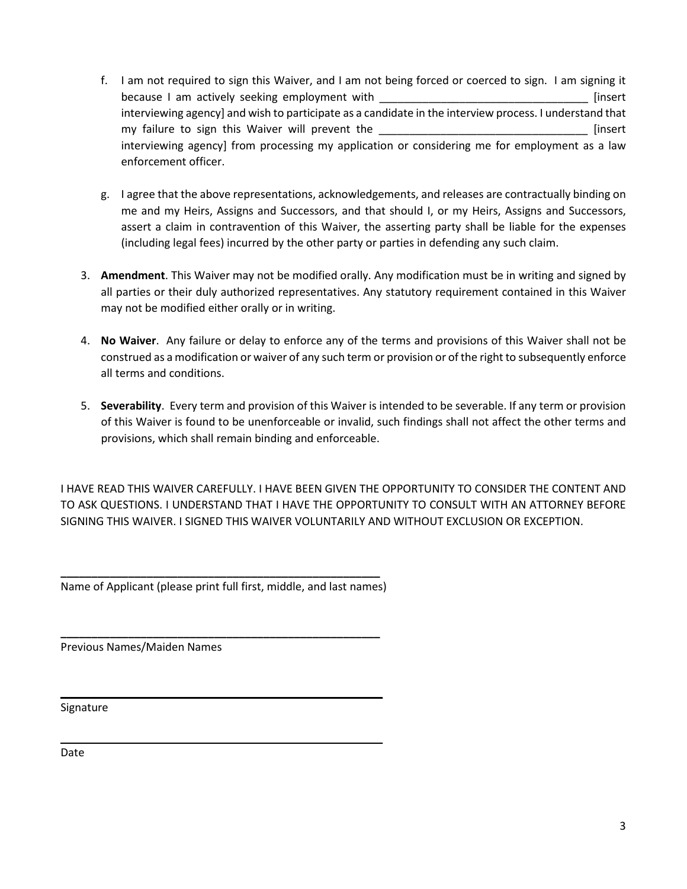f. I am not required to sign this Waiver, and I am not being forced or coerced to sign. I am signing it because I am actively seeking employment with __________________________________ [insert interviewing agency] and wish to participate as a candidate in the interview process. I understand that my failure to sign this Waiver will prevent the __________________________________ [insert interviewing agency] from processing my application or considering me for employment as a law enforcement officer.

g. I agree that the above representations, acknowledgements, and releases are contractually binding on me and my Heirs, Assigns and Successors, and that should I, or my Heirs, Assigns and Successors, assert a claim in contravention of this Waiver, the asserting party shall be liable for the expenses (including legal fees) incurred by the other party or parties in defending any such claim.

3. **Amendment**. This Waiver may not be modified orally. Any modification must be in writing and signed by all parties or their duly authorized representatives. Any statutory requirement contained in this Waiver may not be modified either orally or in writing.

4. **No Waiver**. Any failure or delay to enforce any of the terms and provisions of this Waiver shall not be construed as a modification or waiver of any such term or provision or of the right to subsequently enforce all terms and conditions.

5. **Severability**. Every term and provision of this Waiver is intended to be severable. If any term or provision of this Waiver is found to be unenforceable or invalid, such findings shall not affect the other terms and provisions, which shall remain binding and enforceable.

I HAVE READ THIS WAIVER CAREFULLY. I HAVE BEEN GIVEN THE OPPORTUNITY TO CONSIDER THE CONTENT AND TO ASK QUESTIONS. I UNDERSTAND THAT I HAVE THE OPPORTUNITY TO CONSULT WITH AN ATTORNEY BEFORE SIGNING THIS WAIVER. I SIGNED THIS WAIVER VOLUNTARILY AND WITHOUT EXCLUSION OR EXCEPTION.

______________________________________________________

Name of Applicant (please print full first, middle, and last names)

______________________________________________________

Previous Names/Maiden Names

______________________________________________________

Signature

______________________________________________________

Date